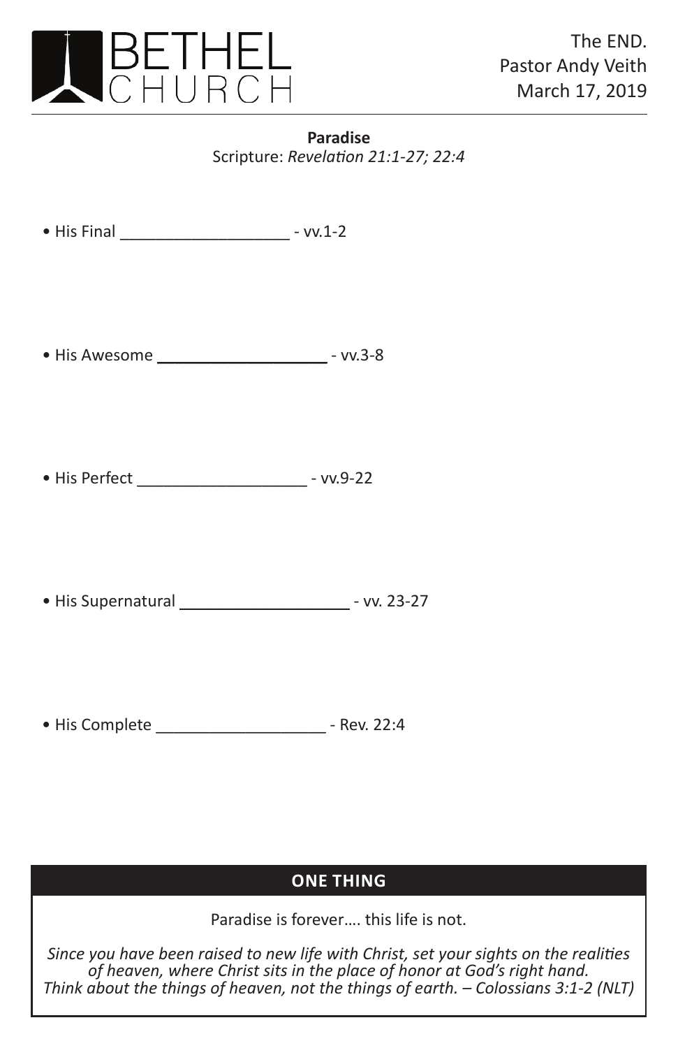BETHEL CHURCH

The END.
Pastor Andy Veith
March 17, 2019

**Paradise**

Scripture: *Revelation 21:1-27; 22:4*

- His Final ___________________ - vv.1-2

- His Awesome ___________________ - vv.3-8

- His Perfect ___________________ - vv.9-22

- His Supernatural ___________________ - vv. 23-27

- His Complete ___________________ - Rev. 22:4

**ONE THING**

Paradise is forever…. this life is not.

*Since you have been raised to new life with Christ, set your sights on the realities of heaven, where Christ sits in the place of honor at God's right hand. Think about the things of heaven, not the things of earth. – Colossians 3:1-2 (NLT)*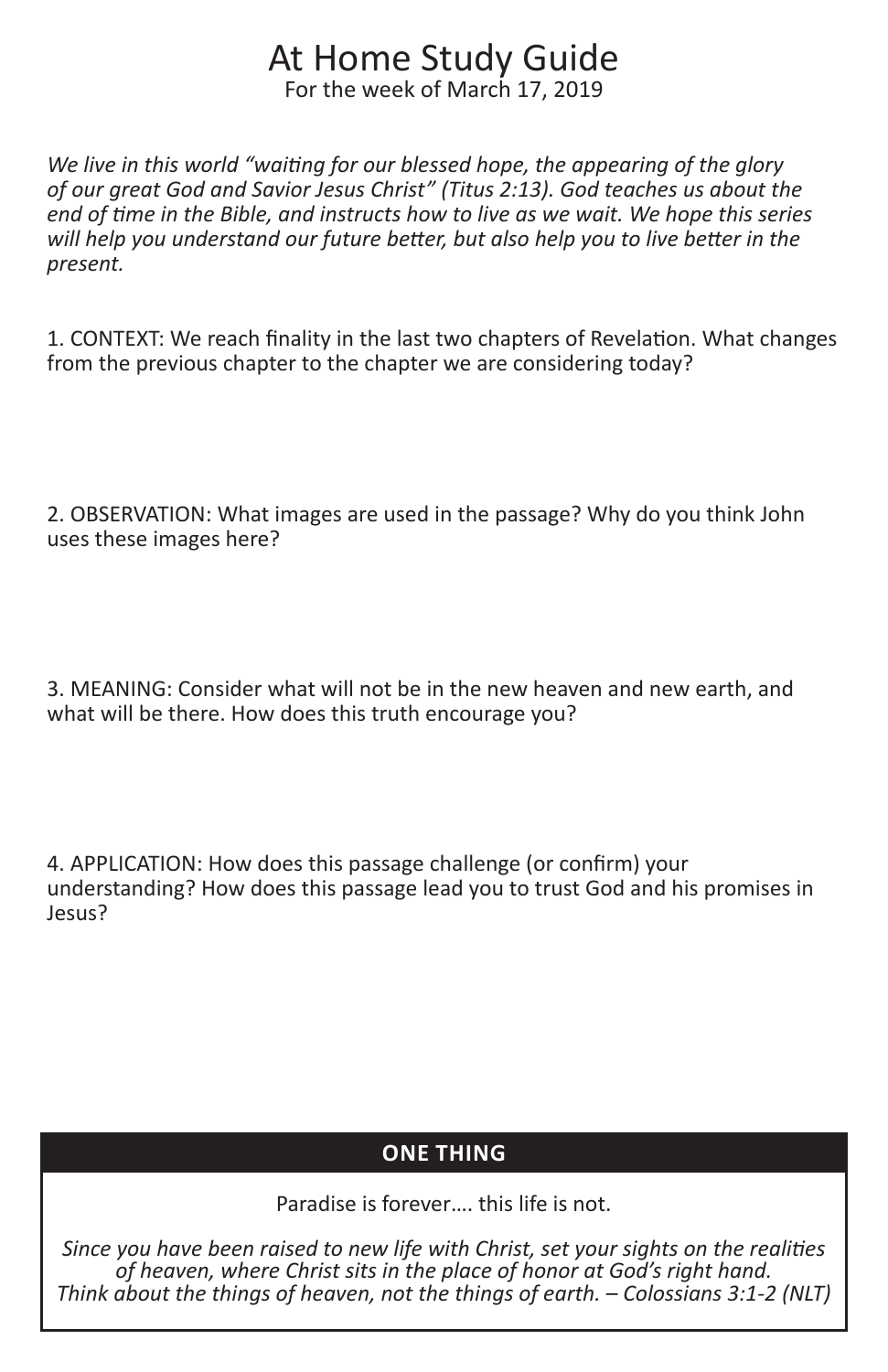# At Home Study Guide

For the week of March 17, 2019

*We live in this world "waiting for our blessed hope, the appearing of the glory of our great God and Savior Jesus Christ" (Titus 2:13). God teaches us about the end of time in the Bible, and instructs how to live as we wait. We hope this series will help you understand our future better, but also help you to live better in the present.*

1. CONTEXT: We reach finality in the last two chapters of Revelation. What changes from the previous chapter to the chapter we are considering today?

2. OBSERVATION: What images are used in the passage? Why do you think John uses these images here?

3. MEANING: Consider what will not be in the new heaven and new earth, and what will be there. How does this truth encourage you?

4. APPLICATION: How does this passage challenge (or confirm) your understanding? How does this passage lead you to trust God and his promises in Jesus?

**ONE THING**

Paradise is forever…. this life is not.

*Since you have been raised to new life with Christ, set your sights on the realities of heaven, where Christ sits in the place of honor at God's right hand. Think about the things of heaven, not the things of earth. – Colossians 3:1-2 (NLT)*